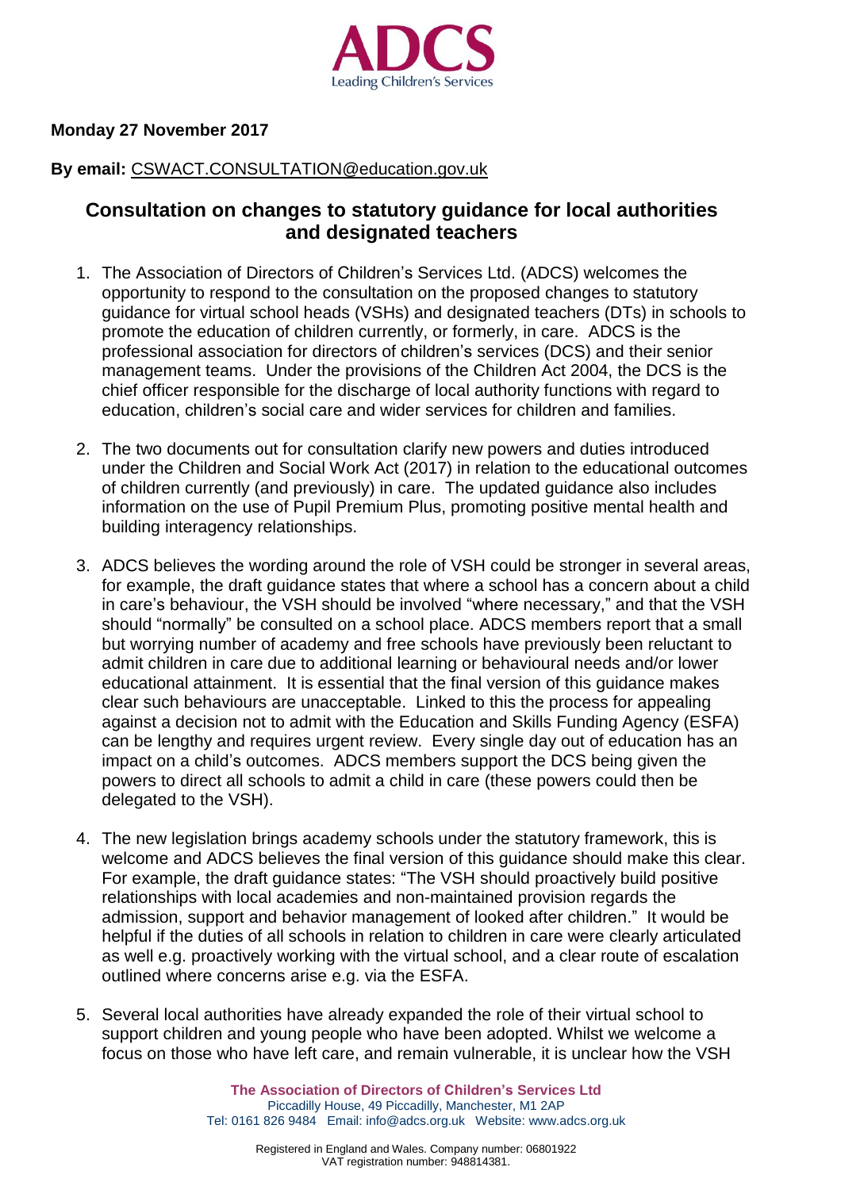**Monday 27 November 2017**

**By email:** CSWACT.CONSULTATION@education.gov.uk

## Consultation on changes to statutory guidance for local authorities and designated teachers

1. The Association of Directors of Children's Services Ltd. (ADCS) welcomes the opportunity to respond to the consultation on the proposed changes to statutory guidance for virtual school heads (VSHs) and designated teachers (DTs) in schools to promote the education of children currently, or formerly, in care. ADCS is the professional association for directors of children's services (DCS) and their senior management teams. Under the provisions of the Children Act 2004, the DCS is the chief officer responsible for the discharge of local authority functions with regard to education, children's social care and wider services for children and families.

2. The two documents out for consultation clarify new powers and duties introduced under the Children and Social Work Act (2017) in relation to the educational outcomes of children currently (and previously) in care. The updated guidance also includes information on the use of Pupil Premium Plus, promoting positive mental health and building interagency relationships.

3. ADCS believes the wording around the role of VSH could be stronger in several areas, for example, the draft guidance states that where a school has a concern about a child in care's behaviour, the VSH should be involved "where necessary," and that the VSH should "normally" be consulted on a school place. ADCS members report that a small but worrying number of academy and free schools have previously been reluctant to admit children in care due to additional learning or behavioural needs and/or lower educational attainment. It is essential that the final version of this guidance makes clear such behaviours are unacceptable. Linked to this the process for appealing against a decision not to admit with the Education and Skills Funding Agency (ESFA) can be lengthy and requires urgent review. Every single day out of education has an impact on a child's outcomes. ADCS members support the DCS being given the powers to direct all schools to admit a child in care (these powers could then be delegated to the VSH).

4. The new legislation brings academy schools under the statutory framework, this is welcome and ADCS believes the final version of this guidance should make this clear. For example, the draft guidance states: "The VSH should proactively build positive relationships with local academies and non-maintained provision regards the admission, support and behavior management of looked after children." It would be helpful if the duties of all schools in relation to children in care were clearly articulated as well e.g. proactively working with the virtual school, and a clear route of escalation outlined where concerns arise e.g. via the ESFA.

5. Several local authorities have already expanded the role of their virtual school to support children and young people who have been adopted. Whilst we welcome a focus on those who have left care, and remain vulnerable, it is unclear how the VSH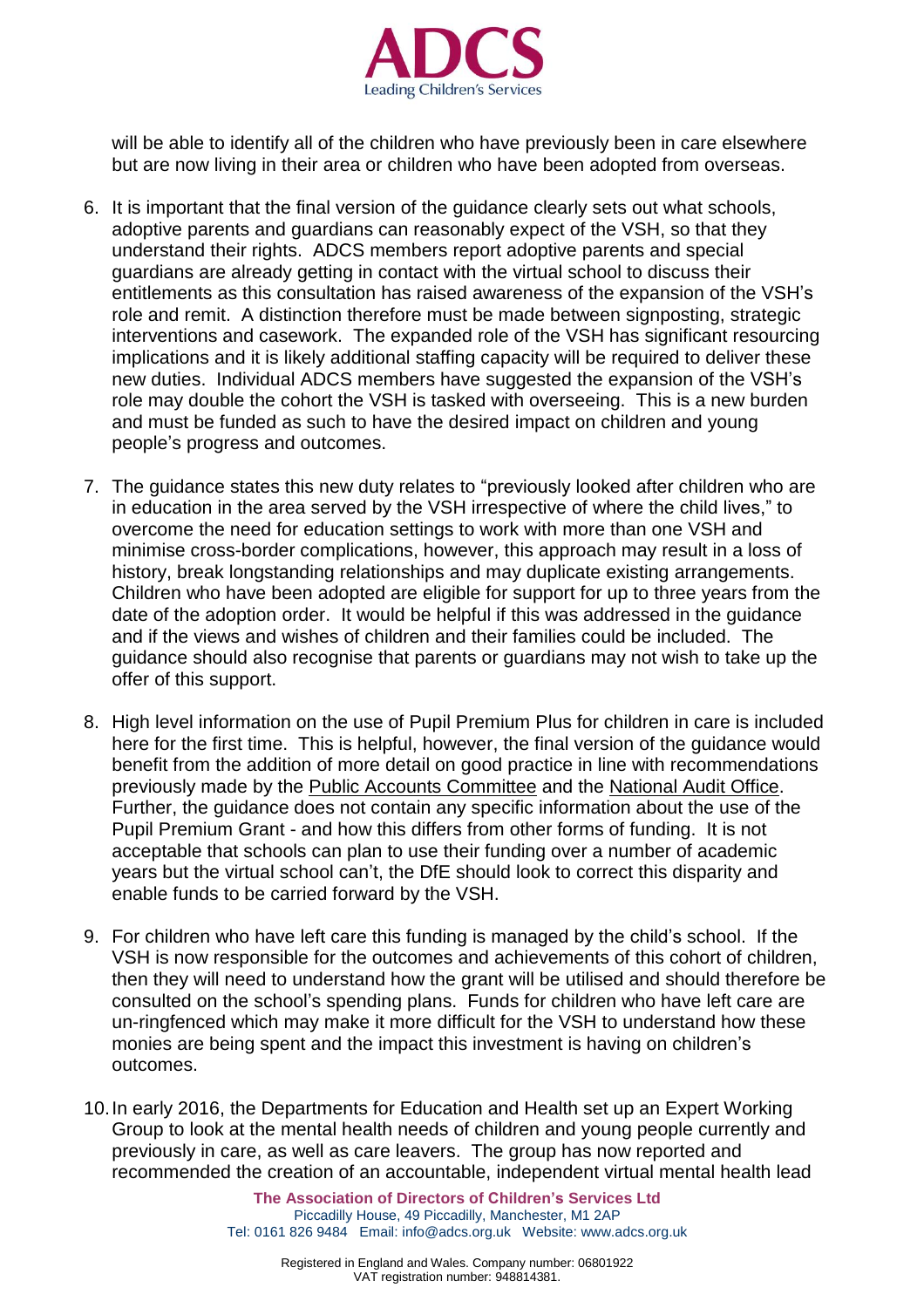will be able to identify all of the children who have previously been in care elsewhere but are now living in their area or children who have been adopted from overseas.

6. It is important that the final version of the guidance clearly sets out what schools, adoptive parents and guardians can reasonably expect of the VSH, so that they understand their rights. ADCS members report adoptive parents and special guardians are already getting in contact with the virtual school to discuss their entitlements as this consultation has raised awareness of the expansion of the VSH's role and remit. A distinction therefore must be made between signposting, strategic interventions and casework. The expanded role of the VSH has significant resourcing implications and it is likely additional staffing capacity will be required to deliver these new duties. Individual ADCS members have suggested the expansion of the VSH's role may double the cohort the VSH is tasked with overseeing. This is a new burden and must be funded as such to have the desired impact on children and young people's progress and outcomes.

7. The guidance states this new duty relates to "previously looked after children who are in education in the area served by the VSH irrespective of where the child lives," to overcome the need for education settings to work with more than one VSH and minimise cross-border complications, however, this approach may result in a loss of history, break longstanding relationships and may duplicate existing arrangements. Children who have been adopted are eligible for support for up to three years from the date of the adoption order. It would be helpful if this was addressed in the guidance and if the views and wishes of children and their families could be included. The guidance should also recognise that parents or guardians may not wish to take up the offer of this support.

8. High level information on the use of Pupil Premium Plus for children in care is included here for the first time. This is helpful, however, the final version of the guidance would benefit from the addition of more detail on good practice in line with recommendations previously made by the Public Accounts Committee and the National Audit Office. Further, the guidance does not contain any specific information about the use of the Pupil Premium Grant - and how this differs from other forms of funding. It is not acceptable that schools can plan to use their funding over a number of academic years but the virtual school can't, the DfE should look to correct this disparity and enable funds to be carried forward by the VSH.

9. For children who have left care this funding is managed by the child's school. If the VSH is now responsible for the outcomes and achievements of this cohort of children, then they will need to understand how the grant will be utilised and should therefore be consulted on the school's spending plans. Funds for children who have left care are un-ringfenced which may make it more difficult for the VSH to understand how these monies are being spent and the impact this investment is having on children's outcomes.

10. In early 2016, the Departments for Education and Health set up an Expert Working Group to look at the mental health needs of children and young people currently and previously in care, as well as care leavers. The group has now reported and recommended the creation of an accountable, independent virtual mental health lead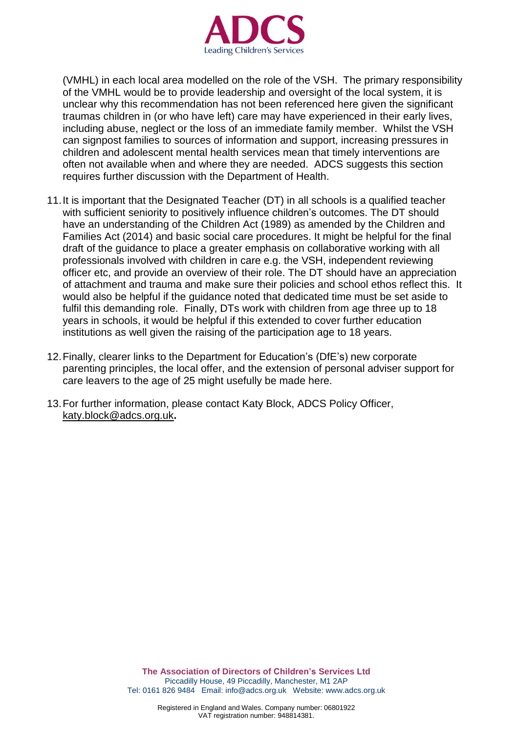(VMHL) in each local area modelled on the role of the VSH. The primary responsibility of the VMHL would be to provide leadership and oversight of the local system, it is unclear why this recommendation has not been referenced here given the significant traumas children in (or who have left) care may have experienced in their early lives, including abuse, neglect or the loss of an immediate family member. Whilst the VSH can signpost families to sources of information and support, increasing pressures in children and adolescent mental health services mean that timely interventions are often not available when and where they are needed. ADCS suggests this section requires further discussion with the Department of Health.

11. It is important that the Designated Teacher (DT) in all schools is a qualified teacher with sufficient seniority to positively influence children's outcomes. The DT should have an understanding of the Children Act (1989) as amended by the Children and Families Act (2014) and basic social care procedures. It might be helpful for the final draft of the guidance to place a greater emphasis on collaborative working with all professionals involved with children in care e.g. the VSH, independent reviewing officer etc, and provide an overview of their role. The DT should have an appreciation of attachment and trauma and make sure their policies and school ethos reflect this. It would also be helpful if the guidance noted that dedicated time must be set aside to fulfil this demanding role. Finally, DTs work with children from age three up to 18 years in schools, it would be helpful if this extended to cover further education institutions as well given the raising of the participation age to 18 years.

12. Finally, clearer links to the Department for Education's (DfE's) new corporate parenting principles, the local offer, and the extension of personal adviser support for care leavers to the age of 25 might usefully be made here.

13. For further information, please contact Katy Block, ADCS Policy Officer, katy.block@adcs.org.uk.